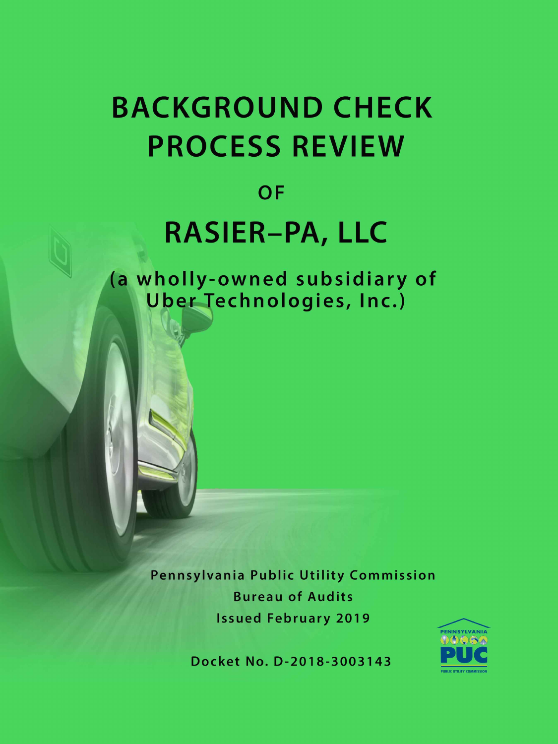# BACKGROUND CHECK PROCESS REVIEW

## OF

# RASIER–PA, LLC

## (a wholly-owned subsidiary of Uber Technologies, Inc.)

**Pennsylvania Public Utility Commission**

**Bureau of Audits**

**Issued February 2019**

**Docket No. D-2018-3003143**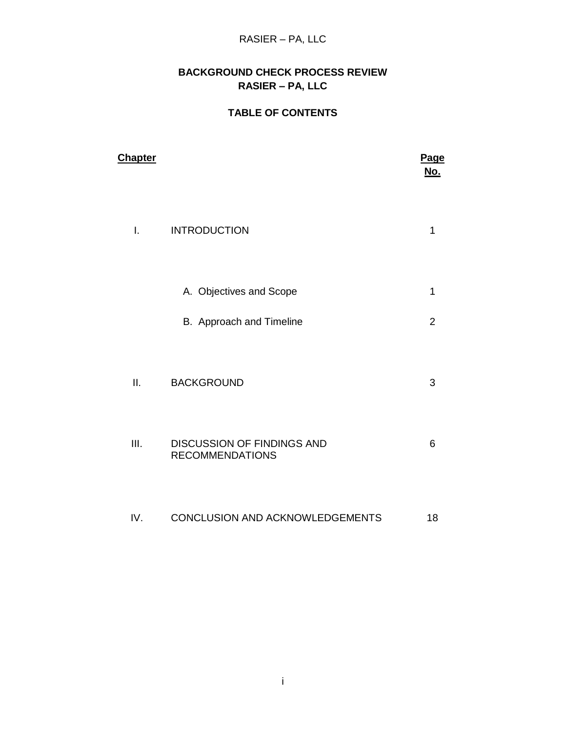# BACKGROUND CHECK PROCESS REVIEW
# RASIER – PA, LLC

## TABLE OF CONTENTS

| Chapter | | Page No. |
|---|---|---|
| I. | INTRODUCTION | 1 |
| | A. Objectives and Scope | 1 |
| | B. Approach and Timeline | 2 |
| II. | BACKGROUND | 3 |
| III. | DISCUSSION OF FINDINGS AND RECOMMENDATIONS | 6 |
| IV. | CONCLUSION AND ACKNOWLEDGEMENTS | 18 |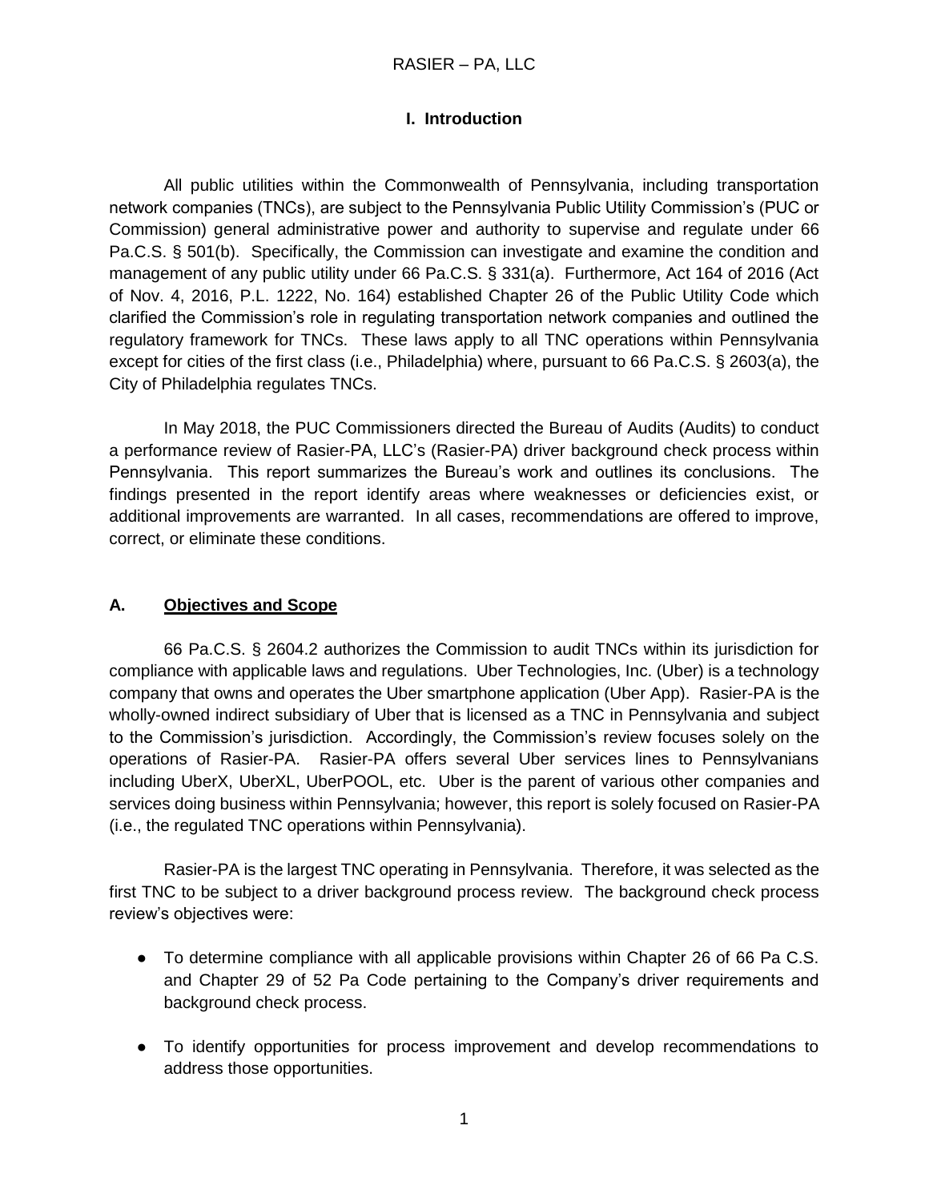## I. Introduction

All public utilities within the Commonwealth of Pennsylvania, including transportation network companies (TNCs), are subject to the Pennsylvania Public Utility Commission's (PUC or Commission) general administrative power and authority to supervise and regulate under 66 Pa.C.S. § 501(b). Specifically, the Commission can investigate and examine the condition and management of any public utility under 66 Pa.C.S. § 331(a). Furthermore, Act 164 of 2016 (Act of Nov. 4, 2016, P.L. 1222, No. 164) established Chapter 26 of the Public Utility Code which clarified the Commission's role in regulating transportation network companies and outlined the regulatory framework for TNCs. These laws apply to all TNC operations within Pennsylvania except for cities of the first class (i.e., Philadelphia) where, pursuant to 66 Pa.C.S. § 2603(a), the City of Philadelphia regulates TNCs.

In May 2018, the PUC Commissioners directed the Bureau of Audits (Audits) to conduct a performance review of Rasier-PA, LLC's (Rasier-PA) driver background check process within Pennsylvania. This report summarizes the Bureau's work and outlines its conclusions. The findings presented in the report identify areas where weaknesses or deficiencies exist, or additional improvements are warranted. In all cases, recommendations are offered to improve, correct, or eliminate these conditions.

### A. Objectives and Scope

66 Pa.C.S. § 2604.2 authorizes the Commission to audit TNCs within its jurisdiction for compliance with applicable laws and regulations. Uber Technologies, Inc. (Uber) is a technology company that owns and operates the Uber smartphone application (Uber App). Rasier-PA is the wholly-owned indirect subsidiary of Uber that is licensed as a TNC in Pennsylvania and subject to the Commission's jurisdiction. Accordingly, the Commission's review focuses solely on the operations of Rasier-PA. Rasier-PA offers several Uber services lines to Pennsylvanians including UberX, UberXL, UberPOOL, etc. Uber is the parent of various other companies and services doing business within Pennsylvania; however, this report is solely focused on Rasier-PA (i.e., the regulated TNC operations within Pennsylvania).

Rasier-PA is the largest TNC operating in Pennsylvania. Therefore, it was selected as the first TNC to be subject to a driver background process review. The background check process review's objectives were:

- To determine compliance with all applicable provisions within Chapter 26 of 66 Pa C.S. and Chapter 29 of 52 Pa Code pertaining to the Company's driver requirements and background check process.
- To identify opportunities for process improvement and develop recommendations to address those opportunities.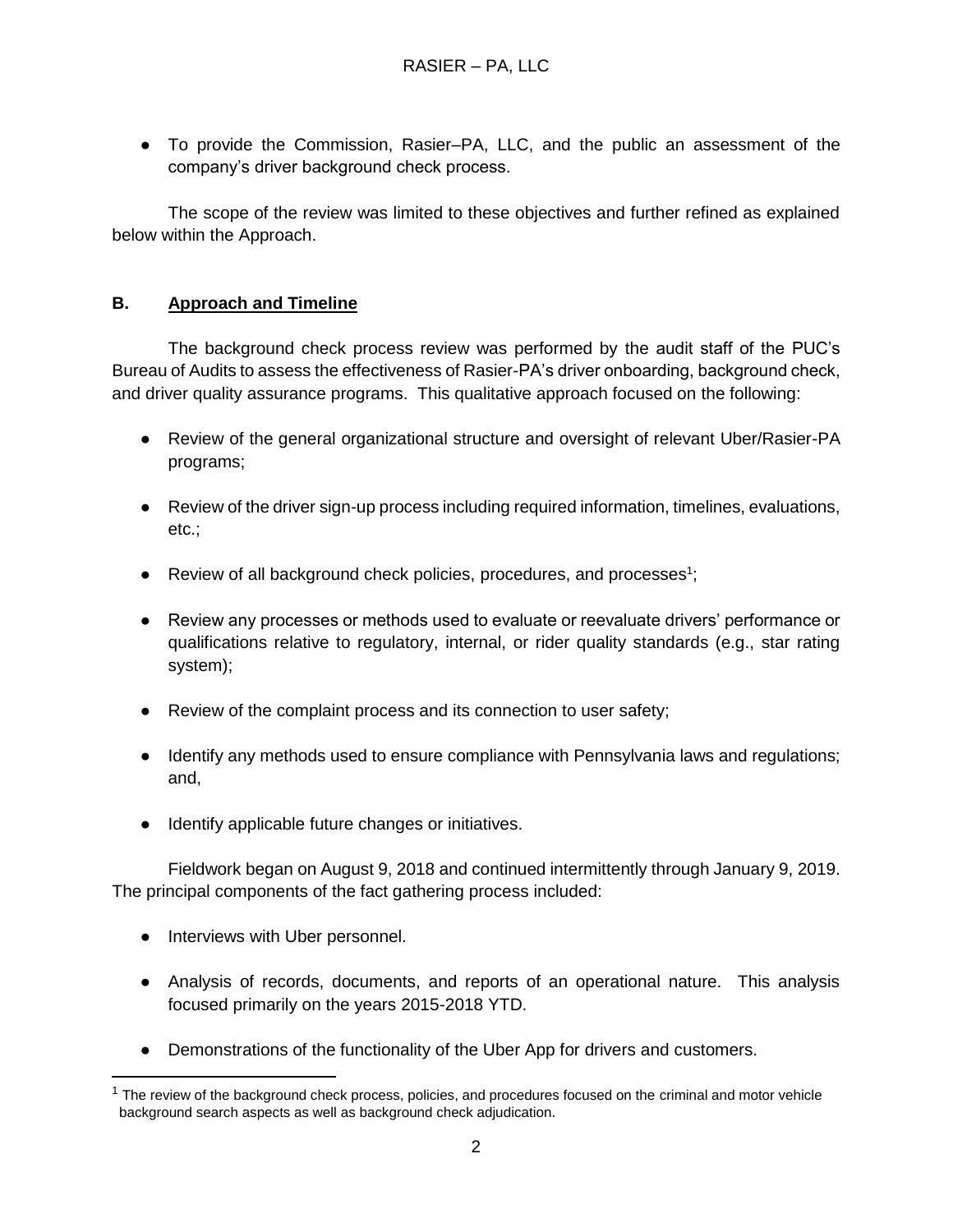- To provide the Commission, Rasier–PA, LLC, and the public an assessment of the company's driver background check process.

The scope of the review was limited to these objectives and further refined as explained below within the Approach.

## B. Approach and Timeline

The background check process review was performed by the audit staff of the PUC's Bureau of Audits to assess the effectiveness of Rasier-PA's driver onboarding, background check, and driver quality assurance programs. This qualitative approach focused on the following:

- Review of the general organizational structure and oversight of relevant Uber/Rasier-PA programs;
- Review of the driver sign-up process including required information, timelines, evaluations, etc.;
- Review of all background check policies, procedures, and processes[1];
- Review any processes or methods used to evaluate or reevaluate drivers' performance or qualifications relative to regulatory, internal, or rider quality standards (e.g., star rating system);
- Review of the complaint process and its connection to user safety;
- Identify any methods used to ensure compliance with Pennsylvania laws and regulations; and,
- Identify applicable future changes or initiatives.

Fieldwork began on August 9, 2018 and continued intermittently through January 9, 2019. The principal components of the fact gathering process included:

- Interviews with Uber personnel.
- Analysis of records, documents, and reports of an operational nature. This analysis focused primarily on the years 2015-2018 YTD.
- Demonstrations of the functionality of the Uber App for drivers and customers.

[1] The review of the background check process, policies, and procedures focused on the criminal and motor vehicle background search aspects as well as background check adjudication.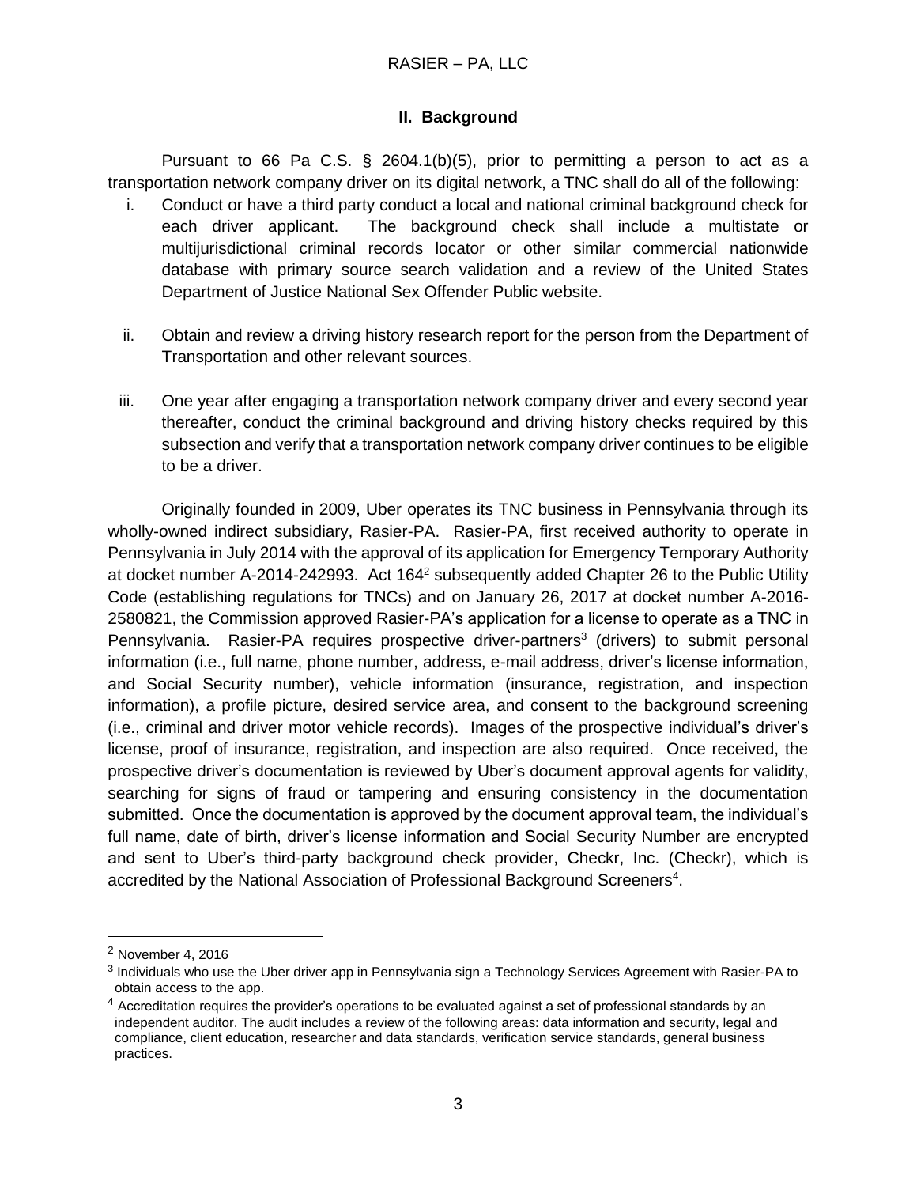## II. Background

Pursuant to 66 Pa C.S. § 2604.1(b)(5), prior to permitting a person to act as a transportation network company driver on its digital network, a TNC shall do all of the following:

i. Conduct or have a third party conduct a local and national criminal background check for each driver applicant. The background check shall include a multistate or multijurisdictional criminal records locator or other similar commercial nationwide database with primary source search validation and a review of the United States Department of Justice National Sex Offender Public website.

ii. Obtain and review a driving history research report for the person from the Department of Transportation and other relevant sources.

iii. One year after engaging a transportation network company driver and every second year thereafter, conduct the criminal background and driving history checks required by this subsection and verify that a transportation network company driver continues to be eligible to be a driver.

Originally founded in 2009, Uber operates its TNC business in Pennsylvania through its wholly-owned indirect subsidiary, Rasier-PA. Rasier-PA, first received authority to operate in Pennsylvania in July 2014 with the approval of its application for Emergency Temporary Authority at docket number A-2014-242993. Act 164[2] subsequently added Chapter 26 to the Public Utility Code (establishing regulations for TNCs) and on January 26, 2017 at docket number A-2016-2580821, the Commission approved Rasier-PA's application for a license to operate as a TNC in Pennsylvania. Rasier-PA requires prospective driver-partners[3] (drivers) to submit personal information (i.e., full name, phone number, address, e-mail address, driver's license information, and Social Security number), vehicle information (insurance, registration, and inspection information), a profile picture, desired service area, and consent to the background screening (i.e., criminal and driver motor vehicle records). Images of the prospective individual's driver's license, proof of insurance, registration, and inspection are also required. Once received, the prospective driver's documentation is reviewed by Uber's document approval agents for validity, searching for signs of fraud or tampering and ensuring consistency in the documentation submitted. Once the documentation is approved by the document approval team, the individual's full name, date of birth, driver's license information and Social Security Number are encrypted and sent to Uber's third-party background check provider, Checkr, Inc. (Checkr), which is accredited by the National Association of Professional Background Screeners[4].

---

[2] November 4, 2016

[3] Individuals who use the Uber driver app in Pennsylvania sign a Technology Services Agreement with Rasier-PA to obtain access to the app.

[4] Accreditation requires the provider's operations to be evaluated against a set of professional standards by an independent auditor. The audit includes a review of the following areas: data information and security, legal and compliance, client education, researcher and data standards, verification service standards, general business practices.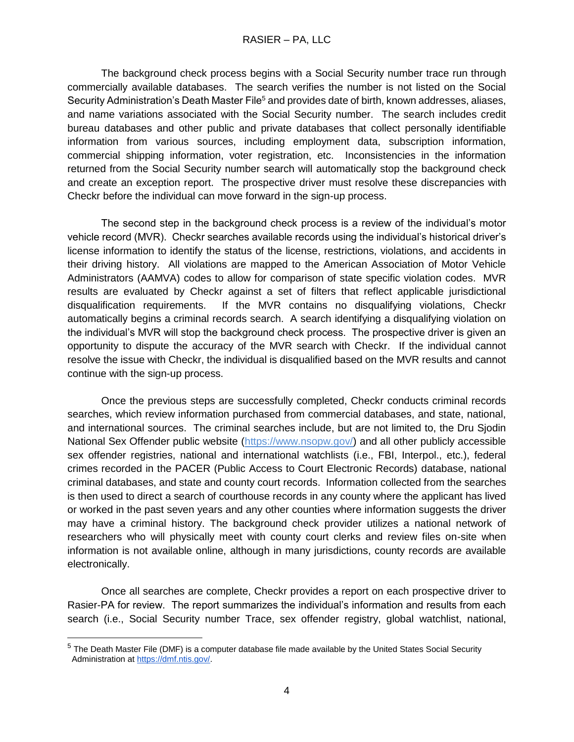The background check process begins with a Social Security number trace run through commercially available databases. The search verifies the number is not listed on the Social Security Administration's Death Master File[5] and provides date of birth, known addresses, aliases, and name variations associated with the Social Security number. The search includes credit bureau databases and other public and private databases that collect personally identifiable information from various sources, including employment data, subscription information, commercial shipping information, voter registration, etc. Inconsistencies in the information returned from the Social Security number search will automatically stop the background check and create an exception report. The prospective driver must resolve these discrepancies with Checkr before the individual can move forward in the sign-up process.

The second step in the background check process is a review of the individual's motor vehicle record (MVR). Checkr searches available records using the individual's historical driver's license information to identify the status of the license, restrictions, violations, and accidents in their driving history. All violations are mapped to the American Association of Motor Vehicle Administrators (AAMVA) codes to allow for comparison of state specific violation codes. MVR results are evaluated by Checkr against a set of filters that reflect applicable jurisdictional disqualification requirements. If the MVR contains no disqualifying violations, Checkr automatically begins a criminal records search. A search identifying a disqualifying violation on the individual's MVR will stop the background check process. The prospective driver is given an opportunity to dispute the accuracy of the MVR search with Checkr. If the individual cannot resolve the issue with Checkr, the individual is disqualified based on the MVR results and cannot continue with the sign-up process.

Once the previous steps are successfully completed, Checkr conducts criminal records searches, which review information purchased from commercial databases, and state, national, and international sources. The criminal searches include, but are not limited to, the Dru Sjodin National Sex Offender public website (https://www.nsopw.gov/) and all other publicly accessible sex offender registries, national and international watchlists (i.e., FBI, Interpol., etc.), federal crimes recorded in the PACER (Public Access to Court Electronic Records) database, national criminal databases, and state and county court records. Information collected from the searches is then used to direct a search of courthouse records in any county where the applicant has lived or worked in the past seven years and any other counties where information suggests the driver may have a criminal history. The background check provider utilizes a national network of researchers who will physically meet with county court clerks and review files on-site when information is not available online, although in many jurisdictions, county records are available electronically.

Once all searches are complete, Checkr provides a report on each prospective driver to Rasier-PA for review. The report summarizes the individual's information and results from each search (i.e., Social Security number Trace, sex offender registry, global watchlist, national,

---

[5] The Death Master File (DMF) is a computer database file made available by the United States Social Security Administration at https://dmf.ntis.gov/.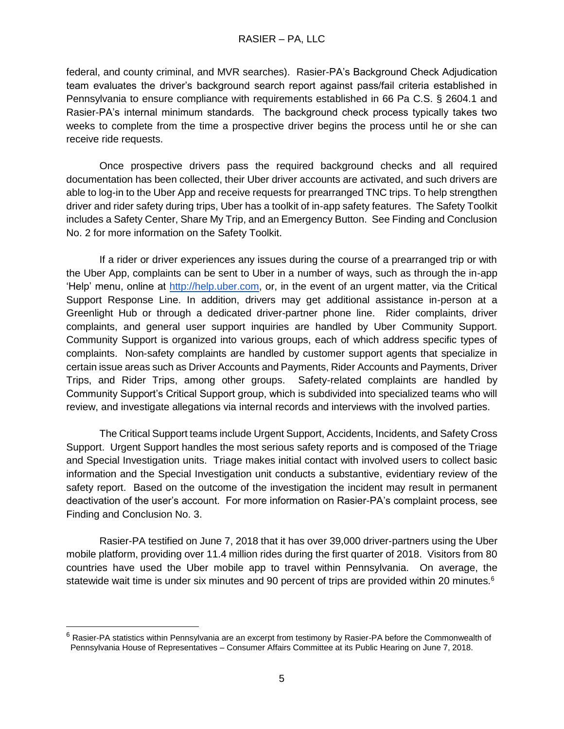federal, and county criminal, and MVR searches). Rasier-PA's Background Check Adjudication team evaluates the driver's background search report against pass/fail criteria established in Pennsylvania to ensure compliance with requirements established in 66 Pa C.S. § 2604.1 and Rasier-PA's internal minimum standards. The background check process typically takes two weeks to complete from the time a prospective driver begins the process until he or she can receive ride requests.

Once prospective drivers pass the required background checks and all required documentation has been collected, their Uber driver accounts are activated, and such drivers are able to log-in to the Uber App and receive requests for prearranged TNC trips. To help strengthen driver and rider safety during trips, Uber has a toolkit of in-app safety features. The Safety Toolkit includes a Safety Center, Share My Trip, and an Emergency Button. See Finding and Conclusion No. 2 for more information on the Safety Toolkit.

If a rider or driver experiences any issues during the course of a prearranged trip or with the Uber App, complaints can be sent to Uber in a number of ways, such as through the in-app 'Help' menu, online at http://help.uber.com, or, in the event of an urgent matter, via the Critical Support Response Line. In addition, drivers may get additional assistance in-person at a Greenlight Hub or through a dedicated driver-partner phone line. Rider complaints, driver complaints, and general user support inquiries are handled by Uber Community Support. Community Support is organized into various groups, each of which address specific types of complaints. Non-safety complaints are handled by customer support agents that specialize in certain issue areas such as Driver Accounts and Payments, Rider Accounts and Payments, Driver Trips, and Rider Trips, among other groups. Safety-related complaints are handled by Community Support's Critical Support group, which is subdivided into specialized teams who will review, and investigate allegations via internal records and interviews with the involved parties.

The Critical Support teams include Urgent Support, Accidents, Incidents, and Safety Cross Support. Urgent Support handles the most serious safety reports and is composed of the Triage and Special Investigation units. Triage makes initial contact with involved users to collect basic information and the Special Investigation unit conducts a substantive, evidentiary review of the safety report. Based on the outcome of the investigation the incident may result in permanent deactivation of the user's account. For more information on Rasier-PA's complaint process, see Finding and Conclusion No. 3.

Rasier-PA testified on June 7, 2018 that it has over 39,000 driver-partners using the Uber mobile platform, providing over 11.4 million rides during the first quarter of 2018. Visitors from 80 countries have used the Uber mobile app to travel within Pennsylvania. On average, the statewide wait time is under six minutes and 90 percent of trips are provided within 20 minutes.[6]

[6] Rasier-PA statistics within Pennsylvania are an excerpt from testimony by Rasier-PA before the Commonwealth of Pennsylvania House of Representatives – Consumer Affairs Committee at its Public Hearing on June 7, 2018.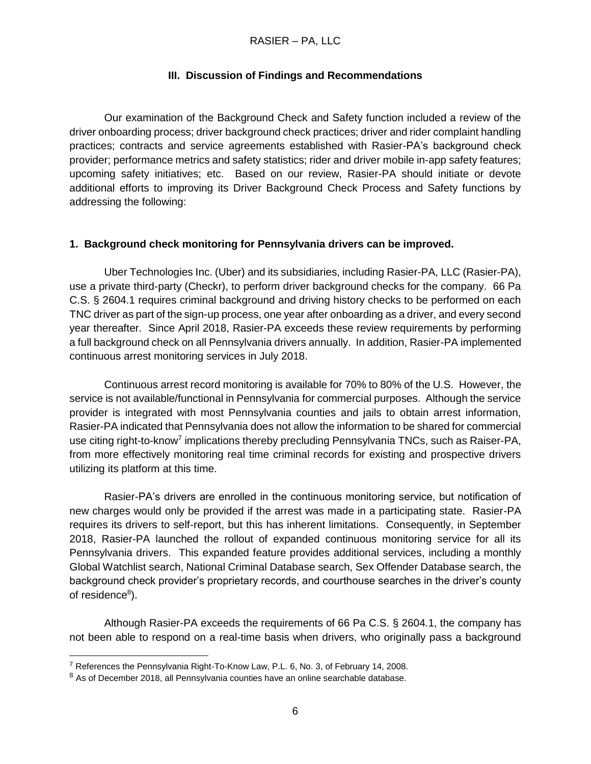## III. Discussion of Findings and Recommendations

Our examination of the Background Check and Safety function included a review of the driver onboarding process; driver background check practices; driver and rider complaint handling practices; contracts and service agreements established with Rasier-PA's background check provider; performance metrics and safety statistics; rider and driver mobile in-app safety features; upcoming safety initiatives; etc. Based on our review, Rasier-PA should initiate or devote additional efforts to improving its Driver Background Check Process and Safety functions by addressing the following:

### 1. Background check monitoring for Pennsylvania drivers can be improved.

Uber Technologies Inc. (Uber) and its subsidiaries, including Rasier-PA, LLC (Rasier-PA), use a private third-party (Checkr), to perform driver background checks for the company. 66 Pa C.S. § 2604.1 requires criminal background and driving history checks to be performed on each TNC driver as part of the sign-up process, one year after onboarding as a driver, and every second year thereafter. Since April 2018, Rasier-PA exceeds these review requirements by performing a full background check on all Pennsylvania drivers annually. In addition, Rasier-PA implemented continuous arrest monitoring services in July 2018.

Continuous arrest record monitoring is available for 70% to 80% of the U.S. However, the service is not available/functional in Pennsylvania for commercial purposes. Although the service provider is integrated with most Pennsylvania counties and jails to obtain arrest information, Rasier-PA indicated that Pennsylvania does not allow the information to be shared for commercial use citing right-to-know[7] implications thereby precluding Pennsylvania TNCs, such as Raiser-PA, from more effectively monitoring real time criminal records for existing and prospective drivers utilizing its platform at this time.

Rasier-PA's drivers are enrolled in the continuous monitoring service, but notification of new charges would only be provided if the arrest was made in a participating state. Rasier-PA requires its drivers to self-report, but this has inherent limitations. Consequently, in September 2018, Rasier-PA launched the rollout of expanded continuous monitoring service for all its Pennsylvania drivers. This expanded feature provides additional services, including a monthly Global Watchlist search, National Criminal Database search, Sex Offender Database search, the background check provider's proprietary records, and courthouse searches in the driver's county of residence[8]).

Although Rasier-PA exceeds the requirements of 66 Pa C.S. § 2604.1, the company has not been able to respond on a real-time basis when drivers, who originally pass a background

---

[7] References the Pennsylvania Right-To-Know Law, P.L. 6, No. 3, of February 14, 2008.

[8] As of December 2018, all Pennsylvania counties have an online searchable database.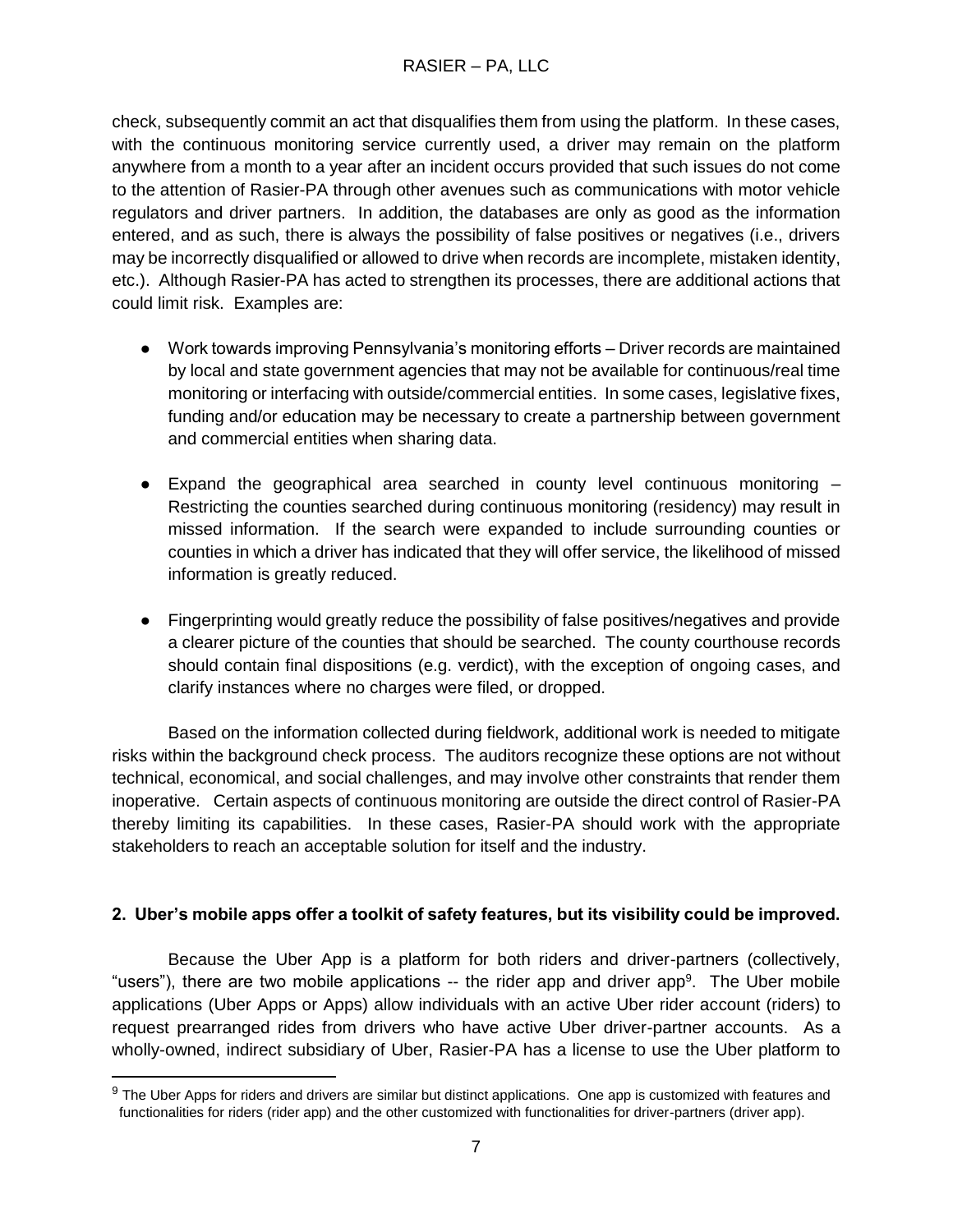check, subsequently commit an act that disqualifies them from using the platform. In these cases, with the continuous monitoring service currently used, a driver may remain on the platform anywhere from a month to a year after an incident occurs provided that such issues do not come to the attention of Rasier-PA through other avenues such as communications with motor vehicle regulators and driver partners. In addition, the databases are only as good as the information entered, and as such, there is always the possibility of false positives or negatives (i.e., drivers may be incorrectly disqualified or allowed to drive when records are incomplete, mistaken identity, etc.). Although Rasier-PA has acted to strengthen its processes, there are additional actions that could limit risk. Examples are:

- Work towards improving Pennsylvania's monitoring efforts – Driver records are maintained by local and state government agencies that may not be available for continuous/real time monitoring or interfacing with outside/commercial entities. In some cases, legislative fixes, funding and/or education may be necessary to create a partnership between government and commercial entities when sharing data.

- Expand the geographical area searched in county level continuous monitoring – Restricting the counties searched during continuous monitoring (residency) may result in missed information. If the search were expanded to include surrounding counties or counties in which a driver has indicated that they will offer service, the likelihood of missed information is greatly reduced.

- Fingerprinting would greatly reduce the possibility of false positives/negatives and provide a clearer picture of the counties that should be searched. The county courthouse records should contain final dispositions (e.g. verdict), with the exception of ongoing cases, and clarify instances where no charges were filed, or dropped.

Based on the information collected during fieldwork, additional work is needed to mitigate risks within the background check process. The auditors recognize these options are not without technical, economical, and social challenges, and may involve other constraints that render them inoperative. Certain aspects of continuous monitoring are outside the direct control of Rasier-PA thereby limiting its capabilities. In these cases, Rasier-PA should work with the appropriate stakeholders to reach an acceptable solution for itself and the industry.

**2. Uber's mobile apps offer a toolkit of safety features, but its visibility could be improved.**

Because the Uber App is a platform for both riders and driver-partners (collectively, "users"), there are two mobile applications -- the rider app and driver app[9]. The Uber mobile applications (Uber Apps or Apps) allow individuals with an active Uber rider account (riders) to request prearranged rides from drivers who have active Uber driver-partner accounts. As a wholly-owned, indirect subsidiary of Uber, Rasier-PA has a license to use the Uber platform to

[9] The Uber Apps for riders and drivers are similar but distinct applications. One app is customized with features and functionalities for riders (rider app) and the other customized with functionalities for driver-partners (driver app).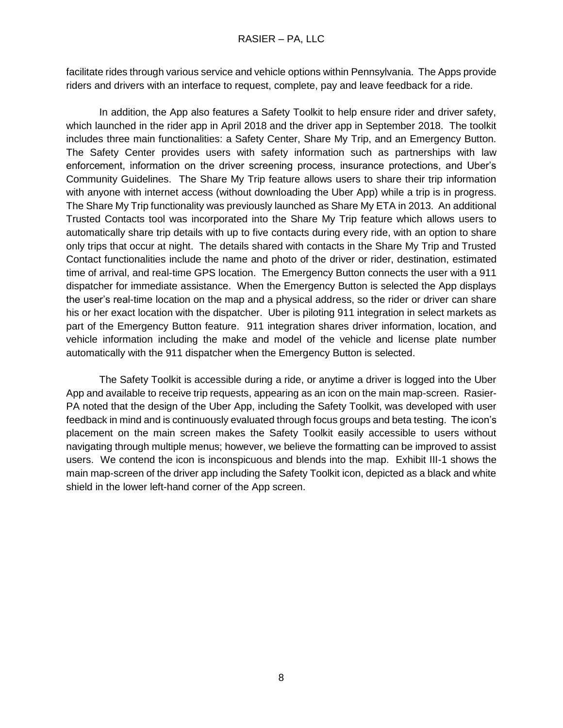facilitate rides through various service and vehicle options within Pennsylvania. The Apps provide riders and drivers with an interface to request, complete, pay and leave feedback for a ride.

In addition, the App also features a Safety Toolkit to help ensure rider and driver safety, which launched in the rider app in April 2018 and the driver app in September 2018. The toolkit includes three main functionalities: a Safety Center, Share My Trip, and an Emergency Button. The Safety Center provides users with safety information such as partnerships with law enforcement, information on the driver screening process, insurance protections, and Uber's Community Guidelines. The Share My Trip feature allows users to share their trip information with anyone with internet access (without downloading the Uber App) while a trip is in progress. The Share My Trip functionality was previously launched as Share My ETA in 2013. An additional Trusted Contacts tool was incorporated into the Share My Trip feature which allows users to automatically share trip details with up to five contacts during every ride, with an option to share only trips that occur at night. The details shared with contacts in the Share My Trip and Trusted Contact functionalities include the name and photo of the driver or rider, destination, estimated time of arrival, and real-time GPS location. The Emergency Button connects the user with a 911 dispatcher for immediate assistance. When the Emergency Button is selected the App displays the user's real-time location on the map and a physical address, so the rider or driver can share his or her exact location with the dispatcher. Uber is piloting 911 integration in select markets as part of the Emergency Button feature. 911 integration shares driver information, location, and vehicle information including the make and model of the vehicle and license plate number automatically with the 911 dispatcher when the Emergency Button is selected.

The Safety Toolkit is accessible during a ride, or anytime a driver is logged into the Uber App and available to receive trip requests, appearing as an icon on the main map-screen. Rasier-PA noted that the design of the Uber App, including the Safety Toolkit, was developed with user feedback in mind and is continuously evaluated through focus groups and beta testing. The icon's placement on the main screen makes the Safety Toolkit easily accessible to users without navigating through multiple menus; however, we believe the formatting can be improved to assist users. We contend the icon is inconspicuous and blends into the map. Exhibit III-1 shows the main map-screen of the driver app including the Safety Toolkit icon, depicted as a black and white shield in the lower left-hand corner of the App screen.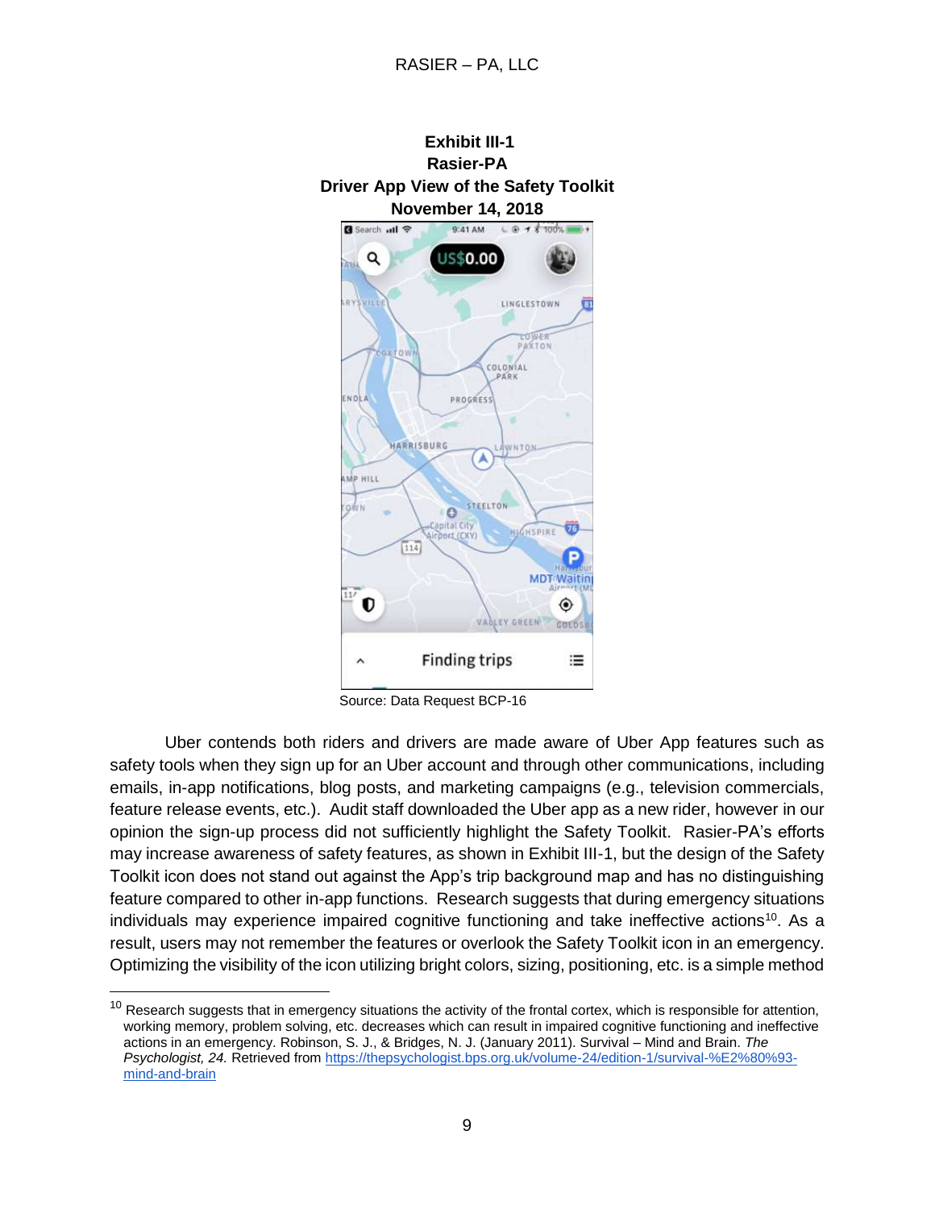**Exhibit III-1**
**Rasier-PA**
**Driver App View of the Safety Toolkit**
**November 14, 2018**

Source: Data Request BCP-16

Uber contends both riders and drivers are made aware of Uber App features such as safety tools when they sign up for an Uber account and through other communications, including emails, in-app notifications, blog posts, and marketing campaigns (e.g., television commercials, feature release events, etc.). Audit staff downloaded the Uber app as a new rider, however in our opinion the sign-up process did not sufficiently highlight the Safety Toolkit. Rasier-PA's efforts may increase awareness of safety features, as shown in Exhibit III-1, but the design of the Safety Toolkit icon does not stand out against the App's trip background map and has no distinguishing feature compared to other in-app functions. Research suggests that during emergency situations individuals may experience impaired cognitive functioning and take ineffective actions[10]. As a result, users may not remember the features or overlook the Safety Toolkit icon in an emergency. Optimizing the visibility of the icon utilizing bright colors, sizing, positioning, etc. is a simple method

[10] Research suggests that in emergency situations the activity of the frontal cortex, which is responsible for attention, working memory, problem solving, etc. decreases which can result in impaired cognitive functioning and ineffective actions in an emergency. Robinson, S. J., & Bridges, N. J. (January 2011). Survival – Mind and Brain. *The Psychologist, 24.* Retrieved from https://thepsychologist.bps.org.uk/volume-24/edition-1/survival-%E2%80%93-mind-and-brain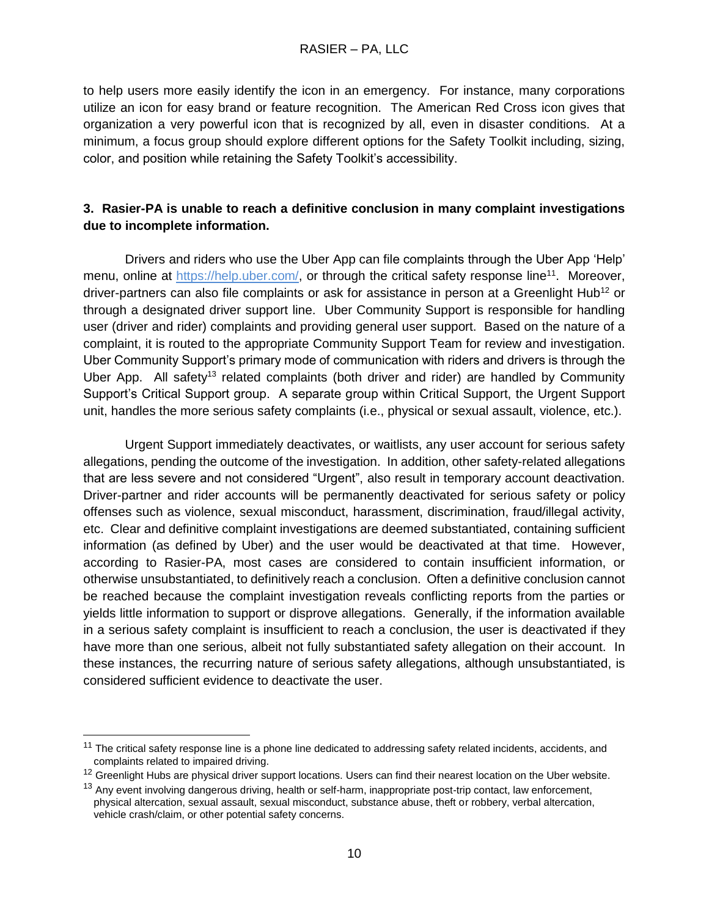to help users more easily identify the icon in an emergency. For instance, many corporations utilize an icon for easy brand or feature recognition. The American Red Cross icon gives that organization a very powerful icon that is recognized by all, even in disaster conditions. At a minimum, a focus group should explore different options for the Safety Toolkit including, sizing, color, and position while retaining the Safety Toolkit's accessibility.

**3. Rasier-PA is unable to reach a definitive conclusion in many complaint investigations due to incomplete information.**

Drivers and riders who use the Uber App can file complaints through the Uber App 'Help' menu, online at https://help.uber.com/, or through the critical safety response line[11]. Moreover, driver-partners can also file complaints or ask for assistance in person at a Greenlight Hub[12] or through a designated driver support line. Uber Community Support is responsible for handling user (driver and rider) complaints and providing general user support. Based on the nature of a complaint, it is routed to the appropriate Community Support Team for review and investigation. Uber Community Support's primary mode of communication with riders and drivers is through the Uber App. All safety[13] related complaints (both driver and rider) are handled by Community Support's Critical Support group. A separate group within Critical Support, the Urgent Support unit, handles the more serious safety complaints (i.e., physical or sexual assault, violence, etc.).

Urgent Support immediately deactivates, or waitlists, any user account for serious safety allegations, pending the outcome of the investigation. In addition, other safety-related allegations that are less severe and not considered "Urgent", also result in temporary account deactivation. Driver-partner and rider accounts will be permanently deactivated for serious safety or policy offenses such as violence, sexual misconduct, harassment, discrimination, fraud/illegal activity, etc. Clear and definitive complaint investigations are deemed substantiated, containing sufficient information (as defined by Uber) and the user would be deactivated at that time. However, according to Rasier-PA, most cases are considered to contain insufficient information, or otherwise unsubstantiated, to definitively reach a conclusion. Often a definitive conclusion cannot be reached because the complaint investigation reveals conflicting reports from the parties or yields little information to support or disprove allegations. Generally, if the information available in a serious safety complaint is insufficient to reach a conclusion, the user is deactivated if they have more than one serious, albeit not fully substantiated safety allegation on their account. In these instances, the recurring nature of serious safety allegations, although unsubstantiated, is considered sufficient evidence to deactivate the user.

---

[11] The critical safety response line is a phone line dedicated to addressing safety related incidents, accidents, and complaints related to impaired driving.

[12] Greenlight Hubs are physical driver support locations. Users can find their nearest location on the Uber website.

[13] Any event involving dangerous driving, health or self-harm, inappropriate post-trip contact, law enforcement, physical altercation, sexual assault, sexual misconduct, substance abuse, theft or robbery, verbal altercation, vehicle crash/claim, or other potential safety concerns.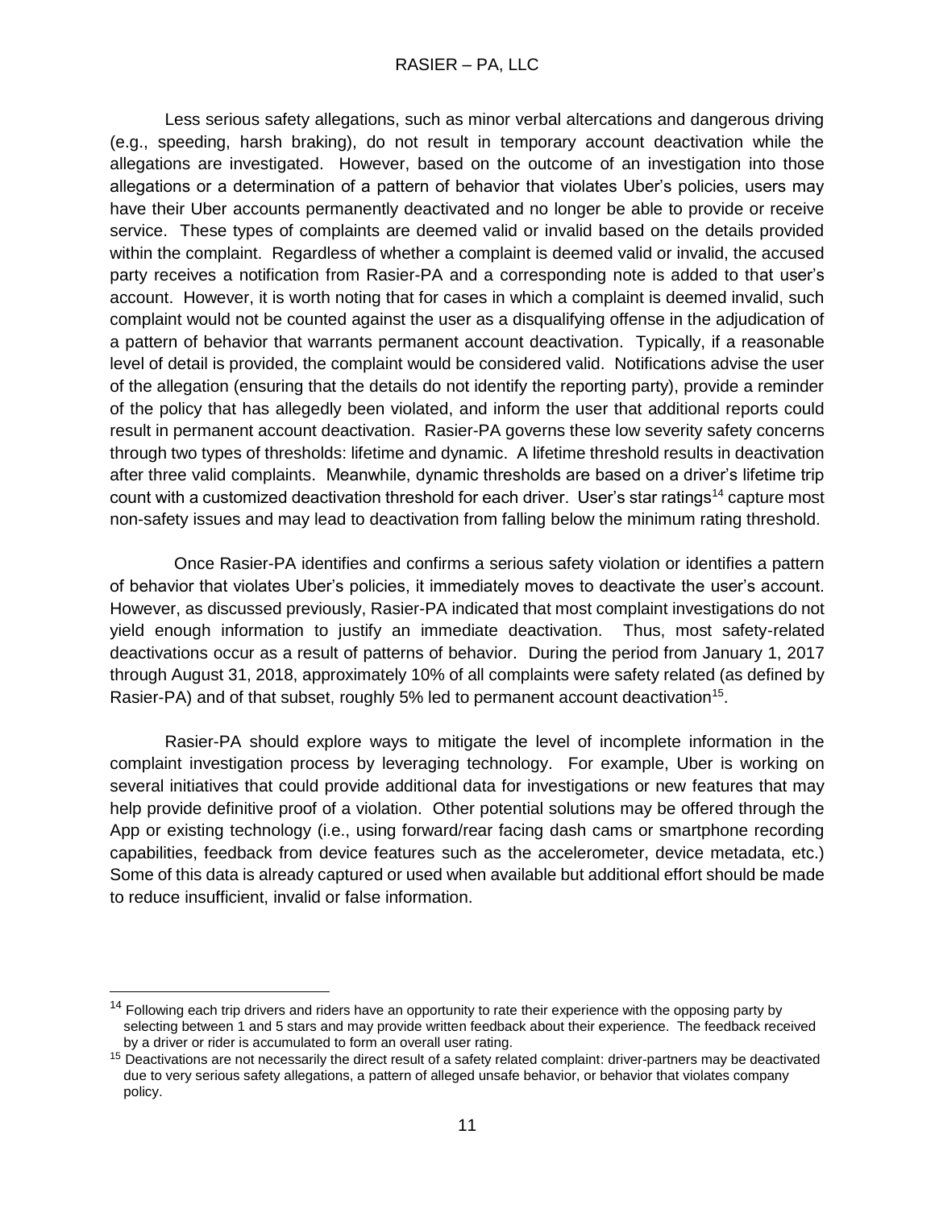Less serious safety allegations, such as minor verbal altercations and dangerous driving (e.g., speeding, harsh braking), do not result in temporary account deactivation while the allegations are investigated. However, based on the outcome of an investigation into those allegations or a determination of a pattern of behavior that violates Uber's policies, users may have their Uber accounts permanently deactivated and no longer be able to provide or receive service. These types of complaints are deemed valid or invalid based on the details provided within the complaint. Regardless of whether a complaint is deemed valid or invalid, the accused party receives a notification from Rasier-PA and a corresponding note is added to that user's account. However, it is worth noting that for cases in which a complaint is deemed invalid, such complaint would not be counted against the user as a disqualifying offense in the adjudication of a pattern of behavior that warrants permanent account deactivation. Typically, if a reasonable level of detail is provided, the complaint would be considered valid. Notifications advise the user of the allegation (ensuring that the details do not identify the reporting party), provide a reminder of the policy that has allegedly been violated, and inform the user that additional reports could result in permanent account deactivation. Rasier-PA governs these low severity safety concerns through two types of thresholds: lifetime and dynamic. A lifetime threshold results in deactivation after three valid complaints. Meanwhile, dynamic thresholds are based on a driver's lifetime trip count with a customized deactivation threshold for each driver. User's star ratings[14] capture most non-safety issues and may lead to deactivation from falling below the minimum rating threshold.

Once Rasier-PA identifies and confirms a serious safety violation or identifies a pattern of behavior that violates Uber's policies, it immediately moves to deactivate the user's account. However, as discussed previously, Rasier-PA indicated that most complaint investigations do not yield enough information to justify an immediate deactivation. Thus, most safety-related deactivations occur as a result of patterns of behavior. During the period from January 1, 2017 through August 31, 2018, approximately 10% of all complaints were safety related (as defined by Rasier-PA) and of that subset, roughly 5% led to permanent account deactivation[15].

Rasier-PA should explore ways to mitigate the level of incomplete information in the complaint investigation process by leveraging technology. For example, Uber is working on several initiatives that could provide additional data for investigations or new features that may help provide definitive proof of a violation. Other potential solutions may be offered through the App or existing technology (i.e., using forward/rear facing dash cams or smartphone recording capabilities, feedback from device features such as the accelerometer, device metadata, etc.) Some of this data is already captured or used when available but additional effort should be made to reduce insufficient, invalid or false information.

---

[14] Following each trip drivers and riders have an opportunity to rate their experience with the opposing party by selecting between 1 and 5 stars and may provide written feedback about their experience. The feedback received by a driver or rider is accumulated to form an overall user rating.

[15] Deactivations are not necessarily the direct result of a safety related complaint: driver-partners may be deactivated due to very serious safety allegations, a pattern of alleged unsafe behavior, or behavior that violates company policy.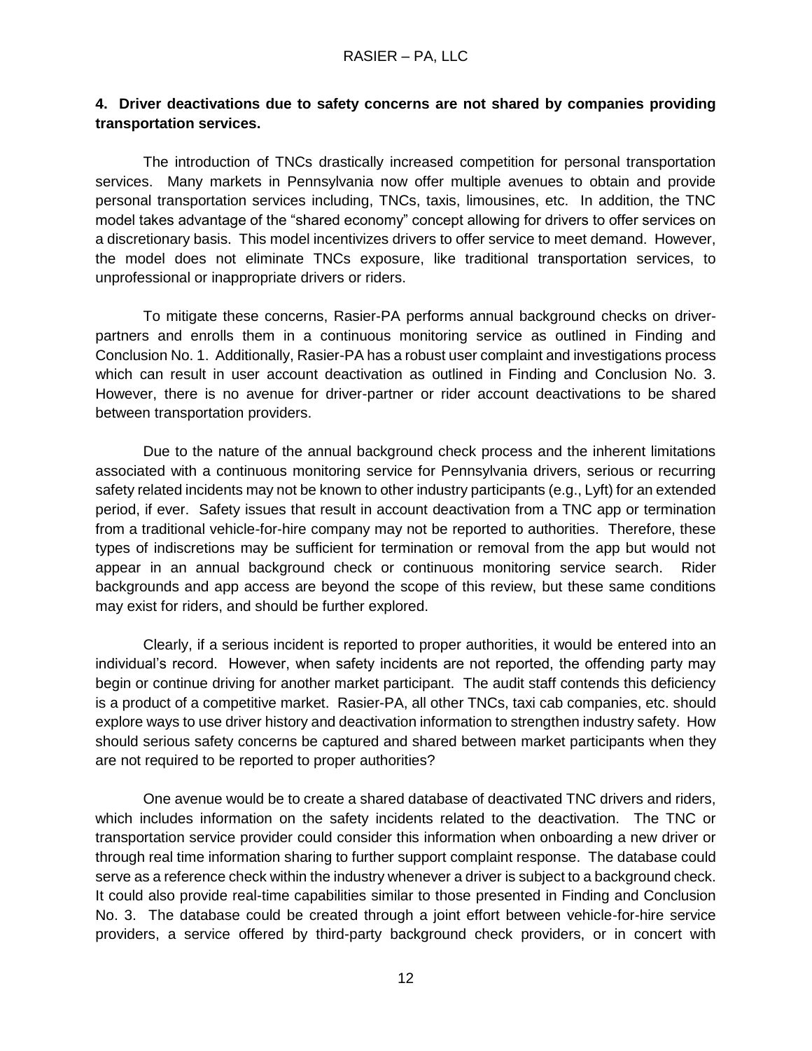**4. Driver deactivations due to safety concerns are not shared by companies providing transportation services.**

The introduction of TNCs drastically increased competition for personal transportation services. Many markets in Pennsylvania now offer multiple avenues to obtain and provide personal transportation services including, TNCs, taxis, limousines, etc. In addition, the TNC model takes advantage of the "shared economy" concept allowing for drivers to offer services on a discretionary basis. This model incentivizes drivers to offer service to meet demand. However, the model does not eliminate TNCs exposure, like traditional transportation services, to unprofessional or inappropriate drivers or riders.

To mitigate these concerns, Rasier-PA performs annual background checks on driver-partners and enrolls them in a continuous monitoring service as outlined in Finding and Conclusion No. 1. Additionally, Rasier-PA has a robust user complaint and investigations process which can result in user account deactivation as outlined in Finding and Conclusion No. 3. However, there is no avenue for driver-partner or rider account deactivations to be shared between transportation providers.

Due to the nature of the annual background check process and the inherent limitations associated with a continuous monitoring service for Pennsylvania drivers, serious or recurring safety related incidents may not be known to other industry participants (e.g., Lyft) for an extended period, if ever. Safety issues that result in account deactivation from a TNC app or termination from a traditional vehicle-for-hire company may not be reported to authorities. Therefore, these types of indiscretions may be sufficient for termination or removal from the app but would not appear in an annual background check or continuous monitoring service search. Rider backgrounds and app access are beyond the scope of this review, but these same conditions may exist for riders, and should be further explored.

Clearly, if a serious incident is reported to proper authorities, it would be entered into an individual's record. However, when safety incidents are not reported, the offending party may begin or continue driving for another market participant. The audit staff contends this deficiency is a product of a competitive market. Rasier-PA, all other TNCs, taxi cab companies, etc. should explore ways to use driver history and deactivation information to strengthen industry safety. How should serious safety concerns be captured and shared between market participants when they are not required to be reported to proper authorities?

One avenue would be to create a shared database of deactivated TNC drivers and riders, which includes information on the safety incidents related to the deactivation. The TNC or transportation service provider could consider this information when onboarding a new driver or through real time information sharing to further support complaint response. The database could serve as a reference check within the industry whenever a driver is subject to a background check. It could also provide real-time capabilities similar to those presented in Finding and Conclusion No. 3. The database could be created through a joint effort between vehicle-for-hire service providers, a service offered by third-party background check providers, or in concert with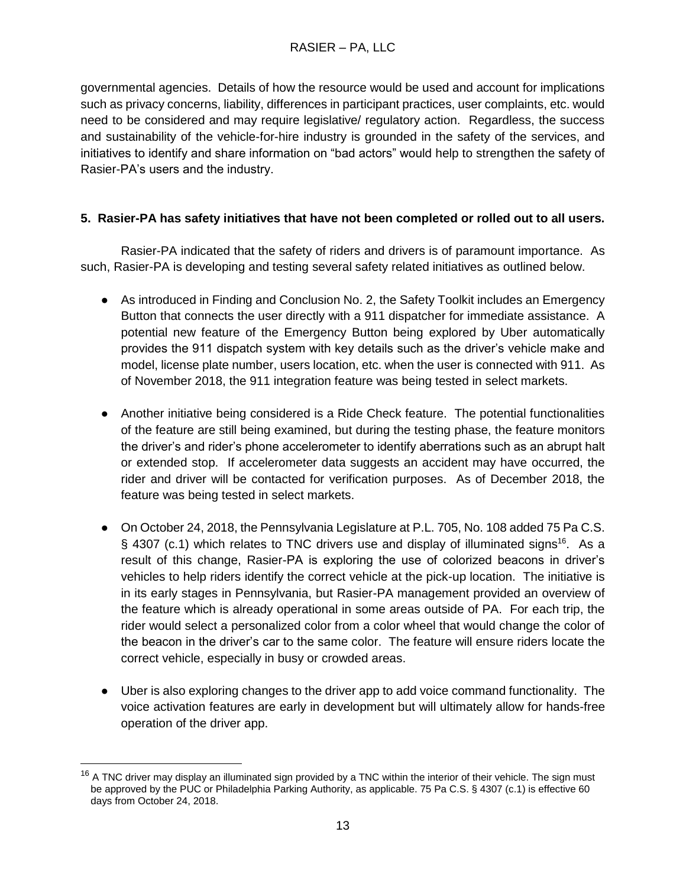governmental agencies. Details of how the resource would be used and account for implications such as privacy concerns, liability, differences in participant practices, user complaints, etc. would need to be considered and may require legislative/ regulatory action. Regardless, the success and sustainability of the vehicle-for-hire industry is grounded in the safety of the services, and initiatives to identify and share information on "bad actors" would help to strengthen the safety of Rasier-PA's users and the industry.

**5. Rasier-PA has safety initiatives that have not been completed or rolled out to all users.**

Rasier-PA indicated that the safety of riders and drivers is of paramount importance. As such, Rasier-PA is developing and testing several safety related initiatives as outlined below.

- As introduced in Finding and Conclusion No. 2, the Safety Toolkit includes an Emergency Button that connects the user directly with a 911 dispatcher for immediate assistance. A potential new feature of the Emergency Button being explored by Uber automatically provides the 911 dispatch system with key details such as the driver's vehicle make and model, license plate number, users location, etc. when the user is connected with 911. As of November 2018, the 911 integration feature was being tested in select markets.
- Another initiative being considered is a Ride Check feature. The potential functionalities of the feature are still being examined, but during the testing phase, the feature monitors the driver's and rider's phone accelerometer to identify aberrations such as an abrupt halt or extended stop. If accelerometer data suggests an accident may have occurred, the rider and driver will be contacted for verification purposes. As of December 2018, the feature was being tested in select markets.
- On October 24, 2018, the Pennsylvania Legislature at P.L. 705, No. 108 added 75 Pa C.S. § 4307 (c.1) which relates to TNC drivers use and display of illuminated signs[16]. As a result of this change, Rasier-PA is exploring the use of colorized beacons in driver's vehicles to help riders identify the correct vehicle at the pick-up location. The initiative is in its early stages in Pennsylvania, but Rasier-PA management provided an overview of the feature which is already operational in some areas outside of PA. For each trip, the rider would select a personalized color from a color wheel that would change the color of the beacon in the driver's car to the same color. The feature will ensure riders locate the correct vehicle, especially in busy or crowded areas.
- Uber is also exploring changes to the driver app to add voice command functionality. The voice activation features are early in development but will ultimately allow for hands-free operation of the driver app.

[16] A TNC driver may display an illuminated sign provided by a TNC within the interior of their vehicle. The sign must be approved by the PUC or Philadelphia Parking Authority, as applicable. 75 Pa C.S. § 4307 (c.1) is effective 60 days from October 24, 2018.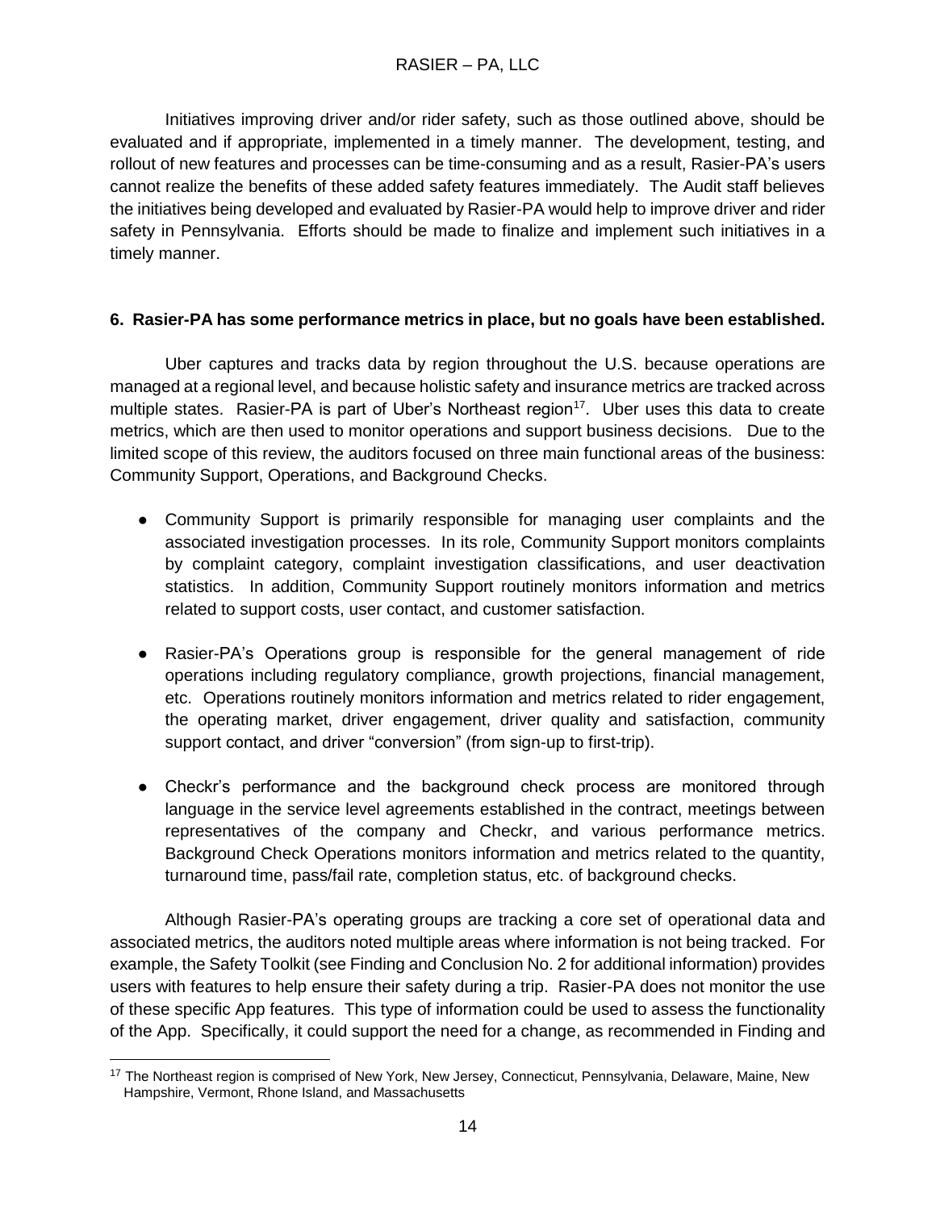Initiatives improving driver and/or rider safety, such as those outlined above, should be evaluated and if appropriate, implemented in a timely manner. The development, testing, and rollout of new features and processes can be time-consuming and as a result, Rasier-PA's users cannot realize the benefits of these added safety features immediately. The Audit staff believes the initiatives being developed and evaluated by Rasier-PA would help to improve driver and rider safety in Pennsylvania. Efforts should be made to finalize and implement such initiatives in a timely manner.

**6. Rasier-PA has some performance metrics in place, but no goals have been established.**

Uber captures and tracks data by region throughout the U.S. because operations are managed at a regional level, and because holistic safety and insurance metrics are tracked across multiple states. Rasier-PA is part of Uber's Northeast region[17]. Uber uses this data to create metrics, which are then used to monitor operations and support business decisions. Due to the limited scope of this review, the auditors focused on three main functional areas of the business: Community Support, Operations, and Background Checks.

- Community Support is primarily responsible for managing user complaints and the associated investigation processes. In its role, Community Support monitors complaints by complaint category, complaint investigation classifications, and user deactivation statistics. In addition, Community Support routinely monitors information and metrics related to support costs, user contact, and customer satisfaction.

- Rasier-PA's Operations group is responsible for the general management of ride operations including regulatory compliance, growth projections, financial management, etc. Operations routinely monitors information and metrics related to rider engagement, the operating market, driver engagement, driver quality and satisfaction, community support contact, and driver "conversion" (from sign-up to first-trip).

- Checkr's performance and the background check process are monitored through language in the service level agreements established in the contract, meetings between representatives of the company and Checkr, and various performance metrics. Background Check Operations monitors information and metrics related to the quantity, turnaround time, pass/fail rate, completion status, etc. of background checks.

Although Rasier-PA's operating groups are tracking a core set of operational data and associated metrics, the auditors noted multiple areas where information is not being tracked. For example, the Safety Toolkit (see Finding and Conclusion No. 2 for additional information) provides users with features to help ensure their safety during a trip. Rasier-PA does not monitor the use of these specific App features. This type of information could be used to assess the functionality of the App. Specifically, it could support the need for a change, as recommended in Finding and

[17] The Northeast region is comprised of New York, New Jersey, Connecticut, Pennsylvania, Delaware, Maine, New Hampshire, Vermont, Rhone Island, and Massachusetts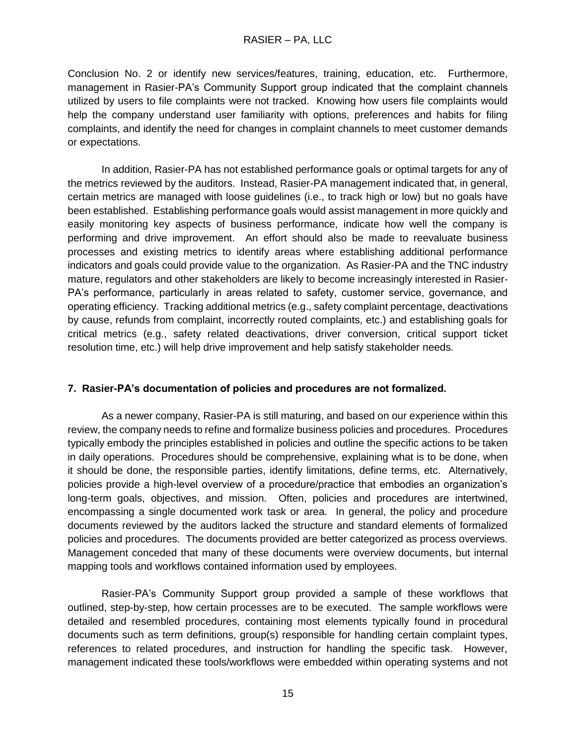Conclusion No. 2 or identify new services/features, training, education, etc. Furthermore, management in Rasier-PA's Community Support group indicated that the complaint channels utilized by users to file complaints were not tracked. Knowing how users file complaints would help the company understand user familiarity with options, preferences and habits for filing complaints, and identify the need for changes in complaint channels to meet customer demands or expectations.

In addition, Rasier-PA has not established performance goals or optimal targets for any of the metrics reviewed by the auditors. Instead, Rasier-PA management indicated that, in general, certain metrics are managed with loose guidelines (i.e., to track high or low) but no goals have been established. Establishing performance goals would assist management in more quickly and easily monitoring key aspects of business performance, indicate how well the company is performing and drive improvement. An effort should also be made to reevaluate business processes and existing metrics to identify areas where establishing additional performance indicators and goals could provide value to the organization. As Rasier-PA and the TNC industry mature, regulators and other stakeholders are likely to become increasingly interested in Rasier-PA's performance, particularly in areas related to safety, customer service, governance, and operating efficiency. Tracking additional metrics (e.g., safety complaint percentage, deactivations by cause, refunds from complaint, incorrectly routed complaints, etc.) and establishing goals for critical metrics (e.g., safety related deactivations, driver conversion, critical support ticket resolution time, etc.) will help drive improvement and help satisfy stakeholder needs.

**7. Rasier-PA's documentation of policies and procedures are not formalized.**

As a newer company, Rasier-PA is still maturing, and based on our experience within this review, the company needs to refine and formalize business policies and procedures. Procedures typically embody the principles established in policies and outline the specific actions to be taken in daily operations. Procedures should be comprehensive, explaining what is to be done, when it should be done, the responsible parties, identify limitations, define terms, etc. Alternatively, policies provide a high-level overview of a procedure/practice that embodies an organization's long-term goals, objectives, and mission. Often, policies and procedures are intertwined, encompassing a single documented work task or area. In general, the policy and procedure documents reviewed by the auditors lacked the structure and standard elements of formalized policies and procedures. The documents provided are better categorized as process overviews. Management conceded that many of these documents were overview documents, but internal mapping tools and workflows contained information used by employees.

Rasier-PA's Community Support group provided a sample of these workflows that outlined, step-by-step, how certain processes are to be executed. The sample workflows were detailed and resembled procedures, containing most elements typically found in procedural documents such as term definitions, group(s) responsible for handling certain complaint types, references to related procedures, and instruction for handling the specific task. However, management indicated these tools/workflows were embedded within operating systems and not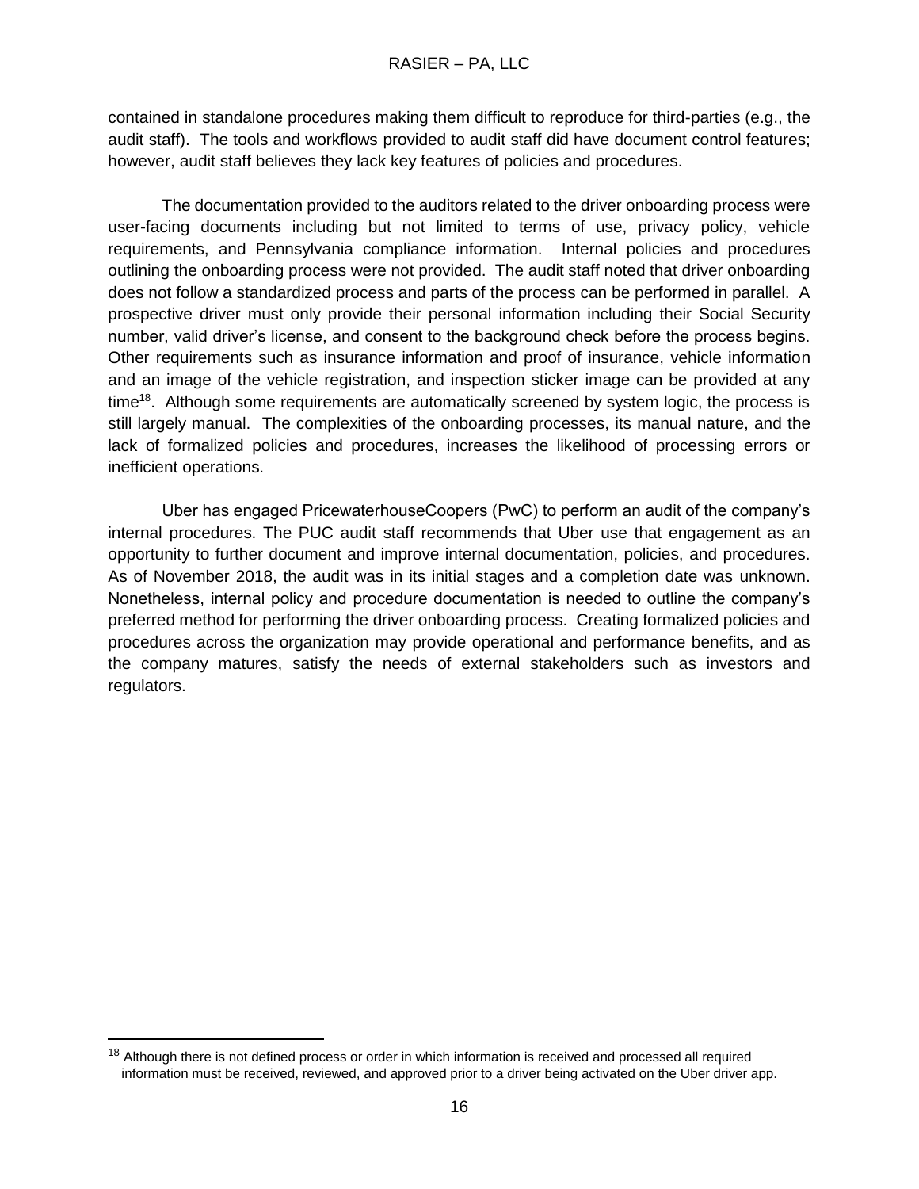contained in standalone procedures making them difficult to reproduce for third-parties (e.g., the audit staff). The tools and workflows provided to audit staff did have document control features; however, audit staff believes they lack key features of policies and procedures.

The documentation provided to the auditors related to the driver onboarding process were user-facing documents including but not limited to terms of use, privacy policy, vehicle requirements, and Pennsylvania compliance information. Internal policies and procedures outlining the onboarding process were not provided. The audit staff noted that driver onboarding does not follow a standardized process and parts of the process can be performed in parallel. A prospective driver must only provide their personal information including their Social Security number, valid driver's license, and consent to the background check before the process begins. Other requirements such as insurance information and proof of insurance, vehicle information and an image of the vehicle registration, and inspection sticker image can be provided at any time[18]. Although some requirements are automatically screened by system logic, the process is still largely manual. The complexities of the onboarding processes, its manual nature, and the lack of formalized policies and procedures, increases the likelihood of processing errors or inefficient operations.

Uber has engaged PricewaterhouseCoopers (PwC) to perform an audit of the company's internal procedures. The PUC audit staff recommends that Uber use that engagement as an opportunity to further document and improve internal documentation, policies, and procedures. As of November 2018, the audit was in its initial stages and a completion date was unknown. Nonetheless, internal policy and procedure documentation is needed to outline the company's preferred method for performing the driver onboarding process. Creating formalized policies and procedures across the organization may provide operational and performance benefits, and as the company matures, satisfy the needs of external stakeholders such as investors and regulators.

[18] Although there is not defined process or order in which information is received and processed all required information must be received, reviewed, and approved prior to a driver being activated on the Uber driver app.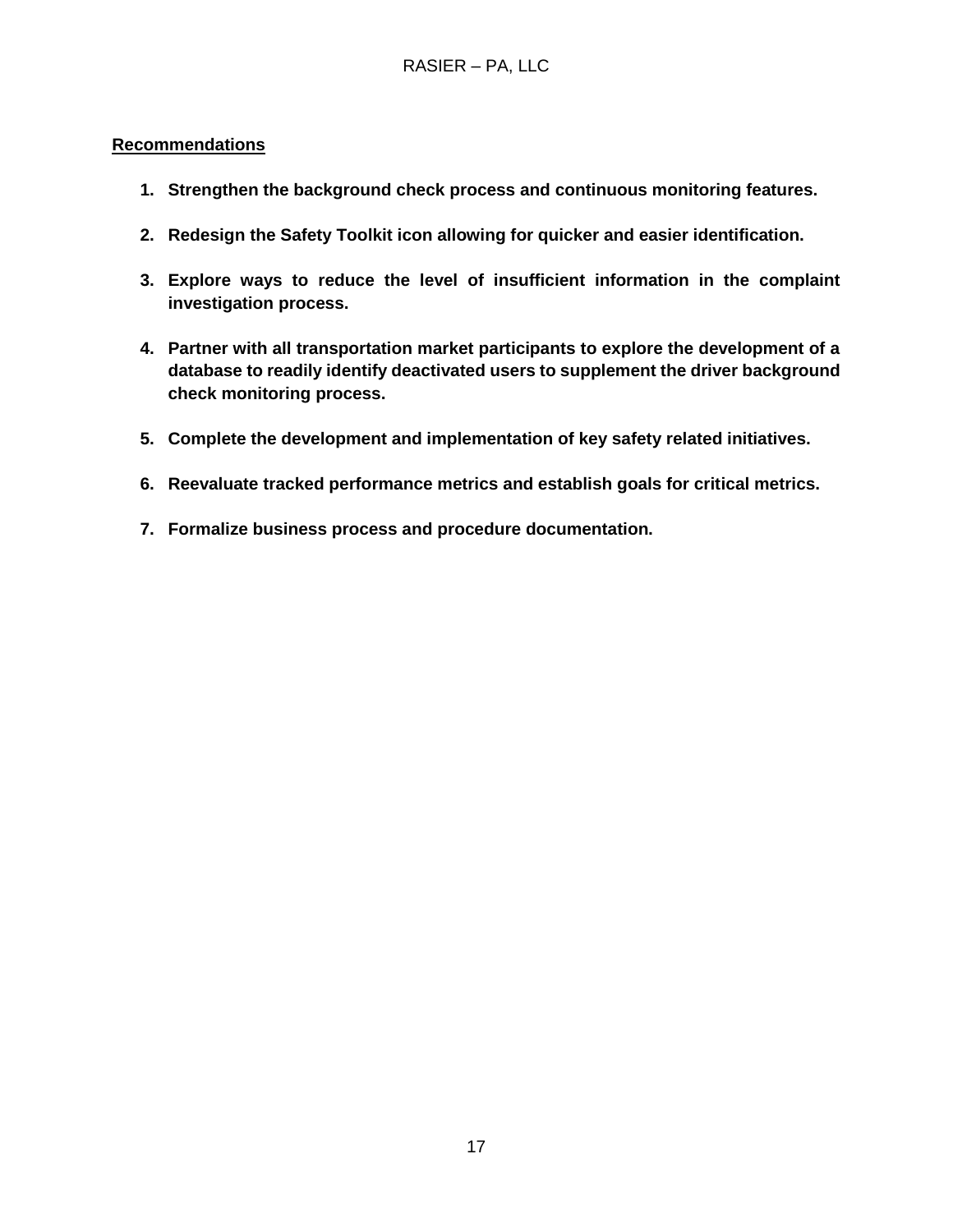## Recommendations

1. **Strengthen the background check process and continuous monitoring features.**

2. **Redesign the Safety Toolkit icon allowing for quicker and easier identification.**

3. **Explore ways to reduce the level of insufficient information in the complaint investigation process.**

4. **Partner with all transportation market participants to explore the development of a database to readily identify deactivated users to supplement the driver background check monitoring process.**

5. **Complete the development and implementation of key safety related initiatives.**

6. **Reevaluate tracked performance metrics and establish goals for critical metrics.**

7. **Formalize business process and procedure documentation.**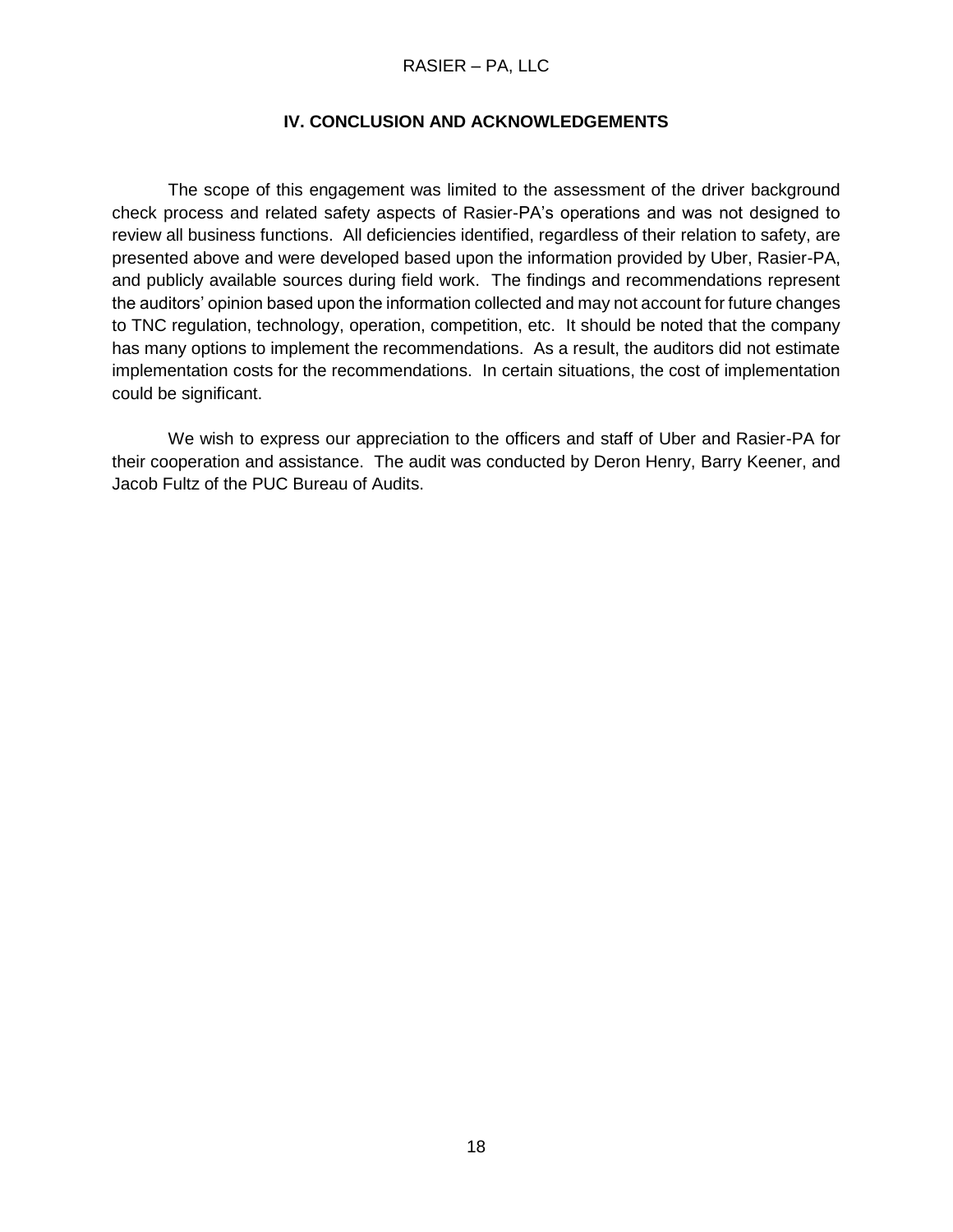## IV. CONCLUSION AND ACKNOWLEDGEMENTS

The scope of this engagement was limited to the assessment of the driver background check process and related safety aspects of Rasier-PA's operations and was not designed to review all business functions. All deficiencies identified, regardless of their relation to safety, are presented above and were developed based upon the information provided by Uber, Rasier-PA, and publicly available sources during field work. The findings and recommendations represent the auditors' opinion based upon the information collected and may not account for future changes to TNC regulation, technology, operation, competition, etc. It should be noted that the company has many options to implement the recommendations. As a result, the auditors did not estimate implementation costs for the recommendations. In certain situations, the cost of implementation could be significant.

We wish to express our appreciation to the officers and staff of Uber and Rasier-PA for their cooperation and assistance. The audit was conducted by Deron Henry, Barry Keener, and Jacob Fultz of the PUC Bureau of Audits.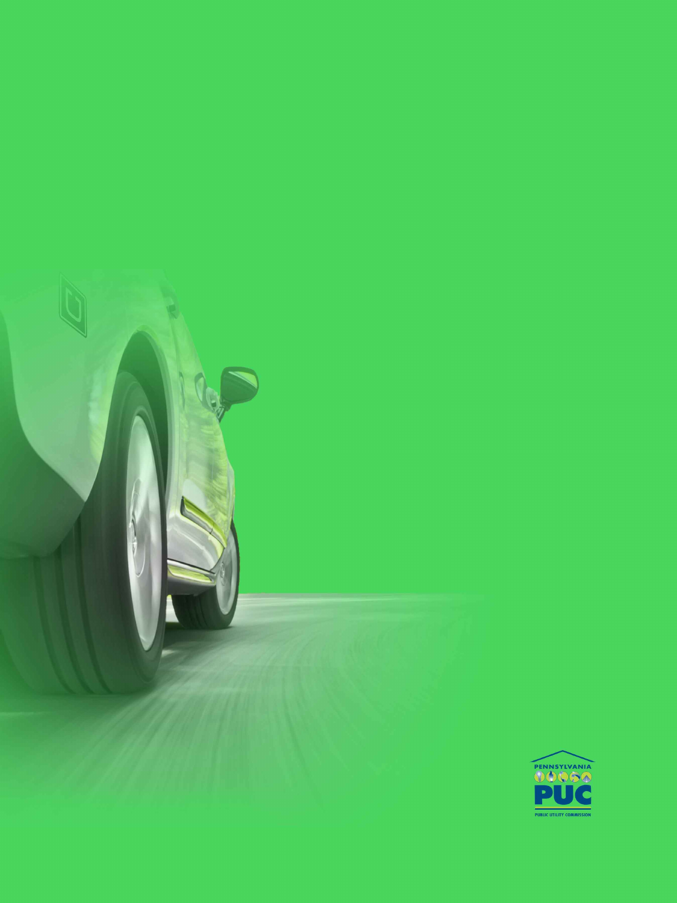PENNSYLVANIA

PUC

PUBLIC UTILITY COMMISSION